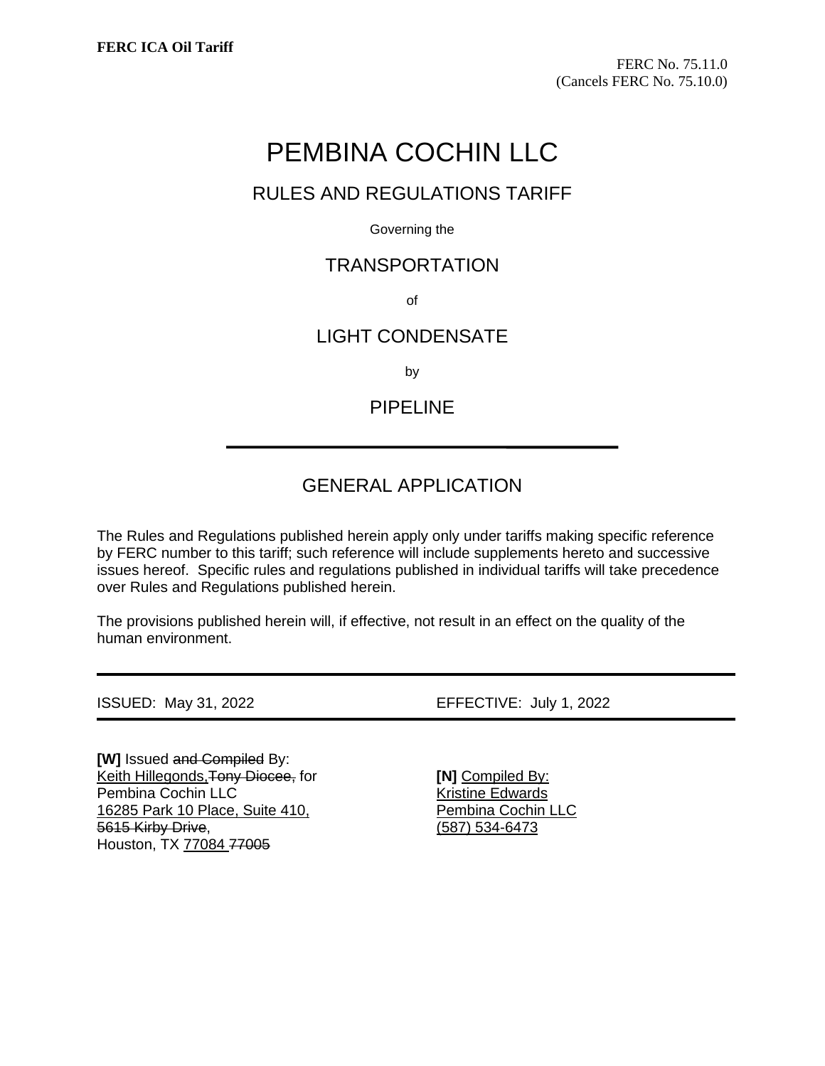**FERC ICA Oil Tariff**

FERC No. 75.11.0
(Cancels FERC No. 75.10.0)

# PEMBINA COCHIN LLC

## RULES AND REGULATIONS TARIFF

Governing the

## TRANSPORTATION

of

## LIGHT CONDENSATE

by

## PIPELINE

---

## GENERAL APPLICATION

The Rules and Regulations published herein apply only under tariffs making specific reference by FERC number to this tariff; such reference will include supplements hereto and successive issues hereof. Specific rules and regulations published in individual tariffs will take precedence over Rules and Regulations published herein.

The provisions published herein will, if effective, not result in an effect on the quality of the human environment.

---

ISSUED: May 31, 2022 EFFECTIVE: July 1, 2022

---

**[W]** Issued ~~and Compiled~~ By:
Keith Hillegonds,~~Tony Diocee,~~ for
Pembina Cochin LLC
16285 Park 10 Place, Suite 410,
~~5615 Kirby Drive~~,
Houston, TX 77084 ~~77005~~

**[N]** Compiled By:
Kristine Edwards
Pembina Cochin LLC
(587) 534-6473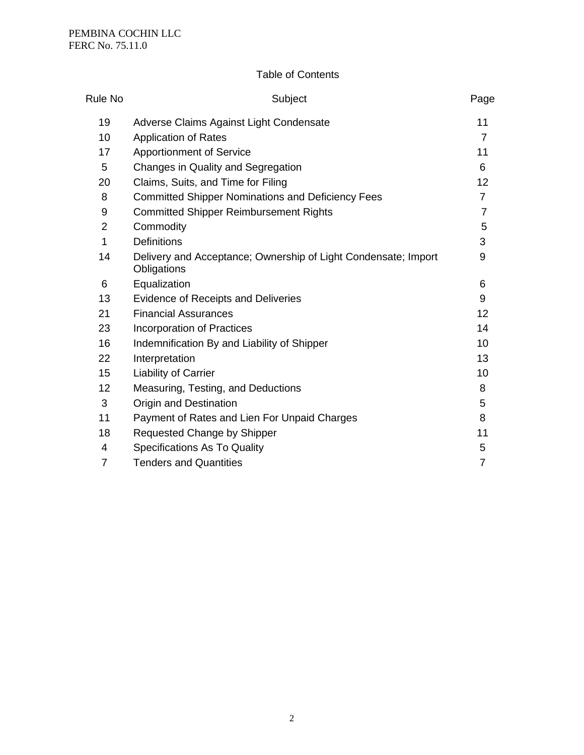# Table of Contents

| Rule No | Subject | Page |
|---|---|---|
| 19 | Adverse Claims Against Light Condensate | 11 |
| 10 | Application of Rates | 7 |
| 17 | Apportionment of Service | 11 |
| 5 | Changes in Quality and Segregation | 6 |
| 20 | Claims, Suits, and Time for Filing | 12 |
| 8 | Committed Shipper Nominations and Deficiency Fees | 7 |
| 9 | Committed Shipper Reimbursement Rights | 7 |
| 2 | Commodity | 5 |
| 1 | Definitions | 3 |
| 14 | Delivery and Acceptance; Ownership of Light Condensate; Import Obligations | 9 |
| 6 | Equalization | 6 |
| 13 | Evidence of Receipts and Deliveries | 9 |
| 21 | Financial Assurances | 12 |
| 23 | Incorporation of Practices | 14 |
| 16 | Indemnification By and Liability of Shipper | 10 |
| 22 | Interpretation | 13 |
| 15 | Liability of Carrier | 10 |
| 12 | Measuring, Testing, and Deductions | 8 |
| 3 | Origin and Destination | 5 |
| 11 | Payment of Rates and Lien For Unpaid Charges | 8 |
| 18 | Requested Change by Shipper | 11 |
| 4 | Specifications As To Quality | 5 |
| 7 | Tenders and Quantities | 7 |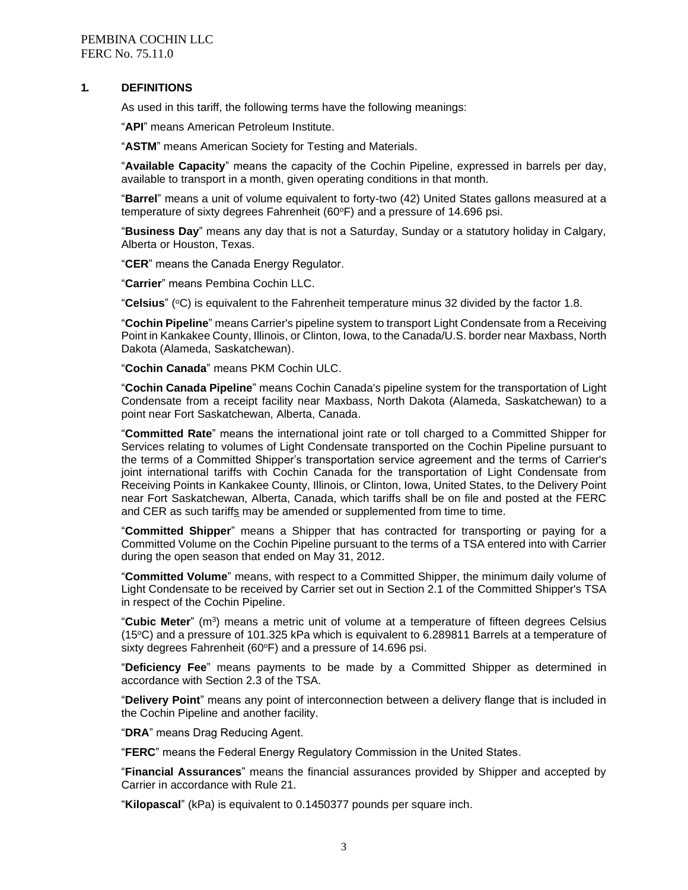## 1. DEFINITIONS

As used in this tariff, the following terms have the following meanings:

"**API**" means American Petroleum Institute.

"**ASTM**" means American Society for Testing and Materials.

"**Available Capacity**" means the capacity of the Cochin Pipeline, expressed in barrels per day, available to transport in a month, given operating conditions in that month.

"**Barrel**" means a unit of volume equivalent to forty-two (42) United States gallons measured at a temperature of sixty degrees Fahrenheit (60°F) and a pressure of 14.696 psi.

"**Business Day**" means any day that is not a Saturday, Sunday or a statutory holiday in Calgary, Alberta or Houston, Texas.

"**CER**" means the Canada Energy Regulator.

"**Carrier**" means Pembina Cochin LLC.

"**Celsius**" (°C) is equivalent to the Fahrenheit temperature minus 32 divided by the factor 1.8.

"**Cochin Pipeline**" means Carrier's pipeline system to transport Light Condensate from a Receiving Point in Kankakee County, Illinois, or Clinton, Iowa, to the Canada/U.S. border near Maxbass, North Dakota (Alameda, Saskatchewan).

"**Cochin Canada**" means PKM Cochin ULC.

"**Cochin Canada Pipeline**" means Cochin Canada's pipeline system for the transportation of Light Condensate from a receipt facility near Maxbass, North Dakota (Alameda, Saskatchewan) to a point near Fort Saskatchewan, Alberta, Canada.

"**Committed Rate**" means the international joint rate or toll charged to a Committed Shipper for Services relating to volumes of Light Condensate transported on the Cochin Pipeline pursuant to the terms of a Committed Shipper's transportation service agreement and the terms of Carrier's joint international tariffs with Cochin Canada for the transportation of Light Condensate from Receiving Points in Kankakee County, Illinois, or Clinton, Iowa, United States, to the Delivery Point near Fort Saskatchewan, Alberta, Canada, which tariffs shall be on file and posted at the FERC and CER as such tariffs may be amended or supplemented from time to time.

"**Committed Shipper**" means a Shipper that has contracted for transporting or paying for a Committed Volume on the Cochin Pipeline pursuant to the terms of a TSA entered into with Carrier during the open season that ended on May 31, 2012.

"**Committed Volume**" means, with respect to a Committed Shipper, the minimum daily volume of Light Condensate to be received by Carrier set out in Section 2.1 of the Committed Shipper's TSA in respect of the Cochin Pipeline.

"**Cubic Meter**" ($m^3$) means a metric unit of volume at a temperature of fifteen degrees Celsius (15°C) and a pressure of 101.325 kPa which is equivalent to 6.289811 Barrels at a temperature of sixty degrees Fahrenheit (60°F) and a pressure of 14.696 psi.

"**Deficiency Fee**" means payments to be made by a Committed Shipper as determined in accordance with Section 2.3 of the TSA.

"**Delivery Point**" means any point of interconnection between a delivery flange that is included in the Cochin Pipeline and another facility.

"**DRA**" means Drag Reducing Agent.

"**FERC**" means the Federal Energy Regulatory Commission in the United States.

"**Financial Assurances**" means the financial assurances provided by Shipper and accepted by Carrier in accordance with Rule 21.

"**Kilopascal**" (kPa) is equivalent to 0.1450377 pounds per square inch.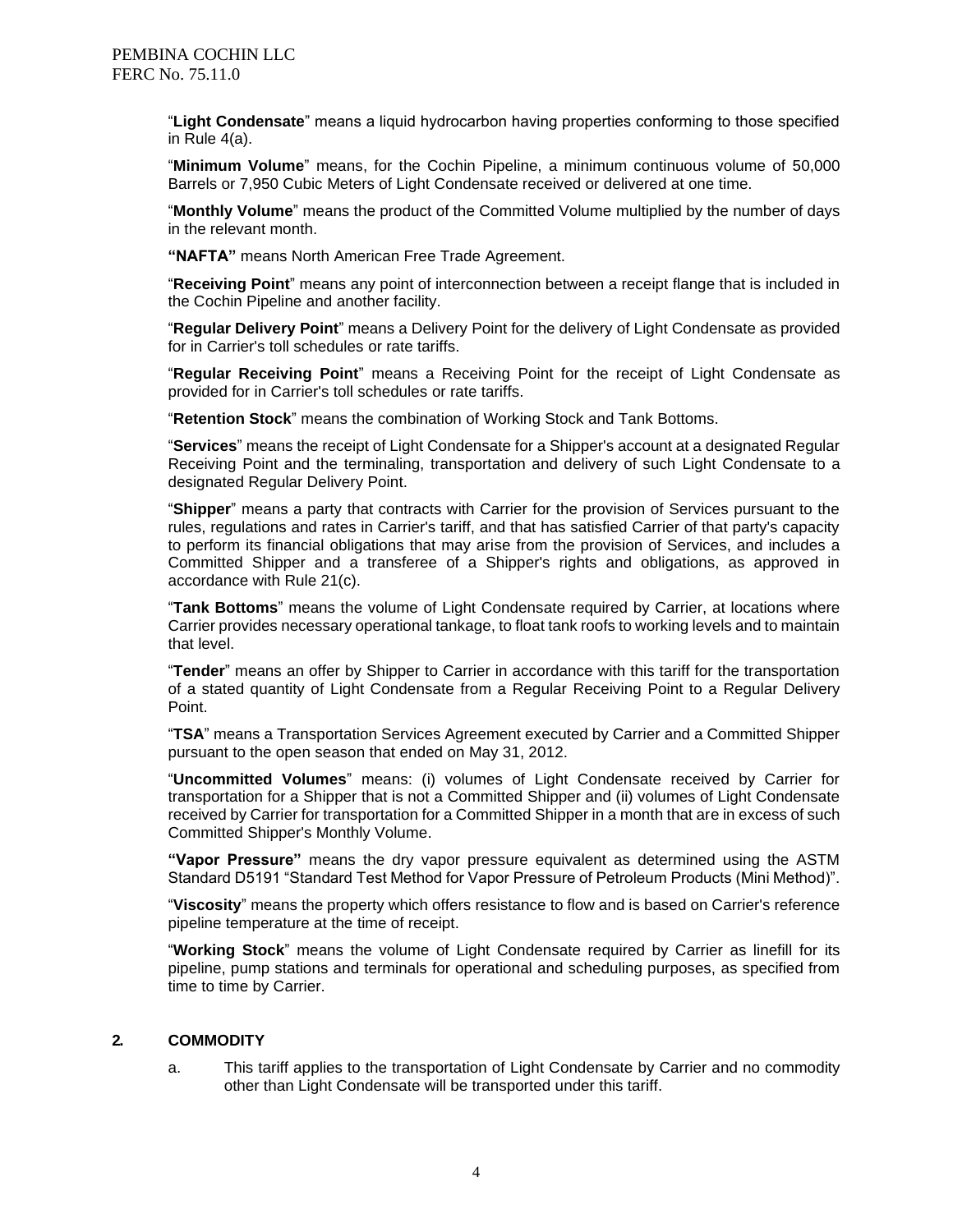"**Light Condensate**" means a liquid hydrocarbon having properties conforming to those specified in Rule 4(a).

"**Minimum Volume**" means, for the Cochin Pipeline, a minimum continuous volume of 50,000 Barrels or 7,950 Cubic Meters of Light Condensate received or delivered at one time.

"**Monthly Volume**" means the product of the Committed Volume multiplied by the number of days in the relevant month.

**"NAFTA"** means North American Free Trade Agreement.

"**Receiving Point**" means any point of interconnection between a receipt flange that is included in the Cochin Pipeline and another facility.

"**Regular Delivery Point**" means a Delivery Point for the delivery of Light Condensate as provided for in Carrier's toll schedules or rate tariffs.

"**Regular Receiving Point**" means a Receiving Point for the receipt of Light Condensate as provided for in Carrier's toll schedules or rate tariffs.

"**Retention Stock**" means the combination of Working Stock and Tank Bottoms.

"**Services**" means the receipt of Light Condensate for a Shipper's account at a designated Regular Receiving Point and the terminaling, transportation and delivery of such Light Condensate to a designated Regular Delivery Point.

"**Shipper**" means a party that contracts with Carrier for the provision of Services pursuant to the rules, regulations and rates in Carrier's tariff, and that has satisfied Carrier of that party's capacity to perform its financial obligations that may arise from the provision of Services, and includes a Committed Shipper and a transferee of a Shipper's rights and obligations, as approved in accordance with Rule 21(c).

"**Tank Bottoms**" means the volume of Light Condensate required by Carrier, at locations where Carrier provides necessary operational tankage, to float tank roofs to working levels and to maintain that level.

"**Tender**" means an offer by Shipper to Carrier in accordance with this tariff for the transportation of a stated quantity of Light Condensate from a Regular Receiving Point to a Regular Delivery Point.

"**TSA**" means a Transportation Services Agreement executed by Carrier and a Committed Shipper pursuant to the open season that ended on May 31, 2012.

"**Uncommitted Volumes**" means: (i) volumes of Light Condensate received by Carrier for transportation for a Shipper that is not a Committed Shipper and (ii) volumes of Light Condensate received by Carrier for transportation for a Committed Shipper in a month that are in excess of such Committed Shipper's Monthly Volume.

**"Vapor Pressure"** means the dry vapor pressure equivalent as determined using the ASTM Standard D5191 "Standard Test Method for Vapor Pressure of Petroleum Products (Mini Method)".

"**Viscosity**" means the property which offers resistance to flow and is based on Carrier's reference pipeline temperature at the time of receipt.

"**Working Stock**" means the volume of Light Condensate required by Carrier as linefill for its pipeline, pump stations and terminals for operational and scheduling purposes, as specified from time to time by Carrier.

## 2. COMMODITY

a. This tariff applies to the transportation of Light Condensate by Carrier and no commodity other than Light Condensate will be transported under this tariff.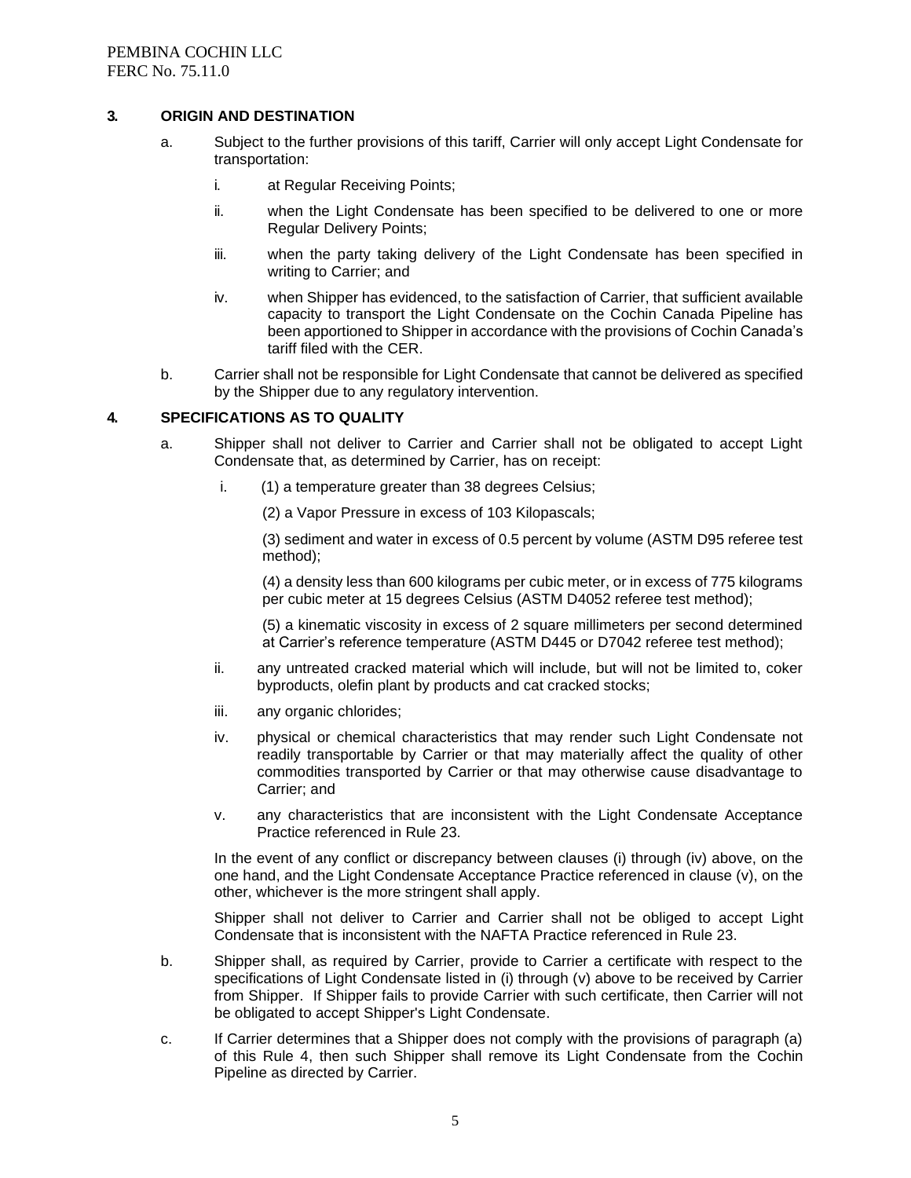## 3. ORIGIN AND DESTINATION

a. Subject to the further provisions of this tariff, Carrier will only accept Light Condensate for transportation:

   i. at Regular Receiving Points;

   ii. when the Light Condensate has been specified to be delivered to one or more Regular Delivery Points;

   iii. when the party taking delivery of the Light Condensate has been specified in writing to Carrier; and

   iv. when Shipper has evidenced, to the satisfaction of Carrier, that sufficient available capacity to transport the Light Condensate on the Cochin Canada Pipeline has been apportioned to Shipper in accordance with the provisions of Cochin Canada's tariff filed with the CER.

b. Carrier shall not be responsible for Light Condensate that cannot be delivered as specified by the Shipper due to any regulatory intervention.

## 4. SPECIFICATIONS AS TO QUALITY

a. Shipper shall not deliver to Carrier and Carrier shall not be obligated to accept Light Condensate that, as determined by Carrier, has on receipt:

   i. (1) a temperature greater than 38 degrees Celsius;

      (2) a Vapor Pressure in excess of 103 Kilopascals;

      (3) sediment and water in excess of 0.5 percent by volume (ASTM D95 referee test method);

      (4) a density less than 600 kilograms per cubic meter, or in excess of 775 kilograms per cubic meter at 15 degrees Celsius (ASTM D4052 referee test method);

      (5) a kinematic viscosity in excess of 2 square millimeters per second determined at Carrier's reference temperature (ASTM D445 or D7042 referee test method);

   ii. any untreated cracked material which will include, but will not be limited to, coker byproducts, olefin plant by products and cat cracked stocks;

   iii. any organic chlorides;

   iv. physical or chemical characteristics that may render such Light Condensate not readily transportable by Carrier or that may materially affect the quality of other commodities transported by Carrier or that may otherwise cause disadvantage to Carrier; and

   v. any characteristics that are inconsistent with the Light Condensate Acceptance Practice referenced in Rule 23.

   In the event of any conflict or discrepancy between clauses (i) through (iv) above, on the one hand, and the Light Condensate Acceptance Practice referenced in clause (v), on the other, whichever is the more stringent shall apply.

   Shipper shall not deliver to Carrier and Carrier shall not be obliged to accept Light Condensate that is inconsistent with the NAFTA Practice referenced in Rule 23.

b. Shipper shall, as required by Carrier, provide to Carrier a certificate with respect to the specifications of Light Condensate listed in (i) through (v) above to be received by Carrier from Shipper. If Shipper fails to provide Carrier with such certificate, then Carrier will not be obligated to accept Shipper's Light Condensate.

c. If Carrier determines that a Shipper does not comply with the provisions of paragraph (a) of this Rule 4, then such Shipper shall remove its Light Condensate from the Cochin Pipeline as directed by Carrier.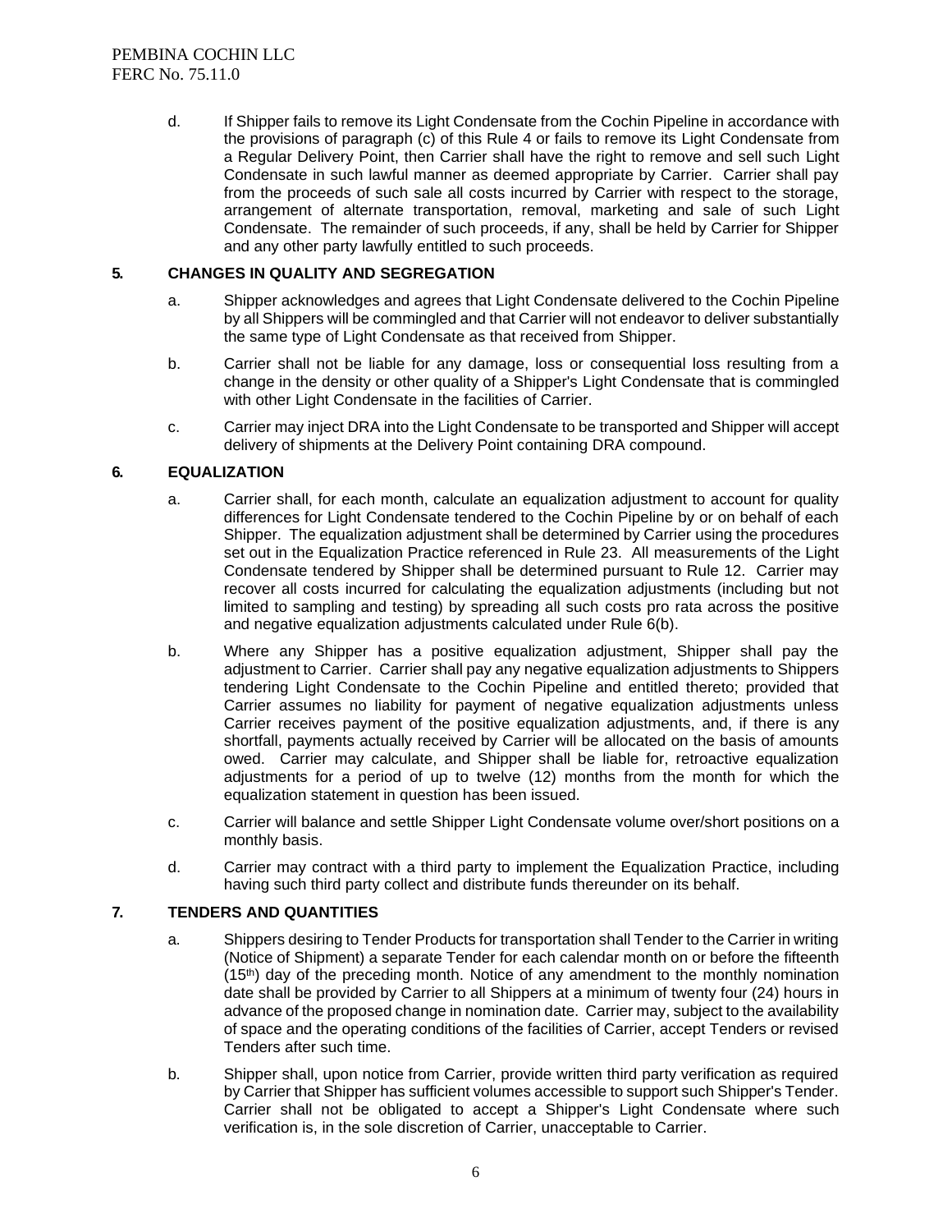d. If Shipper fails to remove its Light Condensate from the Cochin Pipeline in accordance with the provisions of paragraph (c) of this Rule 4 or fails to remove its Light Condensate from a Regular Delivery Point, then Carrier shall have the right to remove and sell such Light Condensate in such lawful manner as deemed appropriate by Carrier. Carrier shall pay from the proceeds of such sale all costs incurred by Carrier with respect to the storage, arrangement of alternate transportation, removal, marketing and sale of such Light Condensate. The remainder of such proceeds, if any, shall be held by Carrier for Shipper and any other party lawfully entitled to such proceeds.

## 5. CHANGES IN QUALITY AND SEGREGATION

a. Shipper acknowledges and agrees that Light Condensate delivered to the Cochin Pipeline by all Shippers will be commingled and that Carrier will not endeavor to deliver substantially the same type of Light Condensate as that received from Shipper.

b. Carrier shall not be liable for any damage, loss or consequential loss resulting from a change in the density or other quality of a Shipper's Light Condensate that is commingled with other Light Condensate in the facilities of Carrier.

c. Carrier may inject DRA into the Light Condensate to be transported and Shipper will accept delivery of shipments at the Delivery Point containing DRA compound.

## 6. EQUALIZATION

a. Carrier shall, for each month, calculate an equalization adjustment to account for quality differences for Light Condensate tendered to the Cochin Pipeline by or on behalf of each Shipper. The equalization adjustment shall be determined by Carrier using the procedures set out in the Equalization Practice referenced in Rule 23. All measurements of the Light Condensate tendered by Shipper shall be determined pursuant to Rule 12. Carrier may recover all costs incurred for calculating the equalization adjustments (including but not limited to sampling and testing) by spreading all such costs pro rata across the positive and negative equalization adjustments calculated under Rule 6(b).

b. Where any Shipper has a positive equalization adjustment, Shipper shall pay the adjustment to Carrier. Carrier shall pay any negative equalization adjustments to Shippers tendering Light Condensate to the Cochin Pipeline and entitled thereto; provided that Carrier assumes no liability for payment of negative equalization adjustments unless Carrier receives payment of the positive equalization adjustments, and, if there is any shortfall, payments actually received by Carrier will be allocated on the basis of amounts owed. Carrier may calculate, and Shipper shall be liable for, retroactive equalization adjustments for a period of up to twelve (12) months from the month for which the equalization statement in question has been issued.

c. Carrier will balance and settle Shipper Light Condensate volume over/short positions on a monthly basis.

d. Carrier may contract with a third party to implement the Equalization Practice, including having such third party collect and distribute funds thereunder on its behalf.

## 7. TENDERS AND QUANTITIES

a. Shippers desiring to Tender Products for transportation shall Tender to the Carrier in writing (Notice of Shipment) a separate Tender for each calendar month on or before the fifteenth (15th) day of the preceding month. Notice of any amendment to the monthly nomination date shall be provided by Carrier to all Shippers at a minimum of twenty four (24) hours in advance of the proposed change in nomination date. Carrier may, subject to the availability of space and the operating conditions of the facilities of Carrier, accept Tenders or revised Tenders after such time.

b. Shipper shall, upon notice from Carrier, provide written third party verification as required by Carrier that Shipper has sufficient volumes accessible to support such Shipper's Tender. Carrier shall not be obligated to accept a Shipper's Light Condensate where such verification is, in the sole discretion of Carrier, unacceptable to Carrier.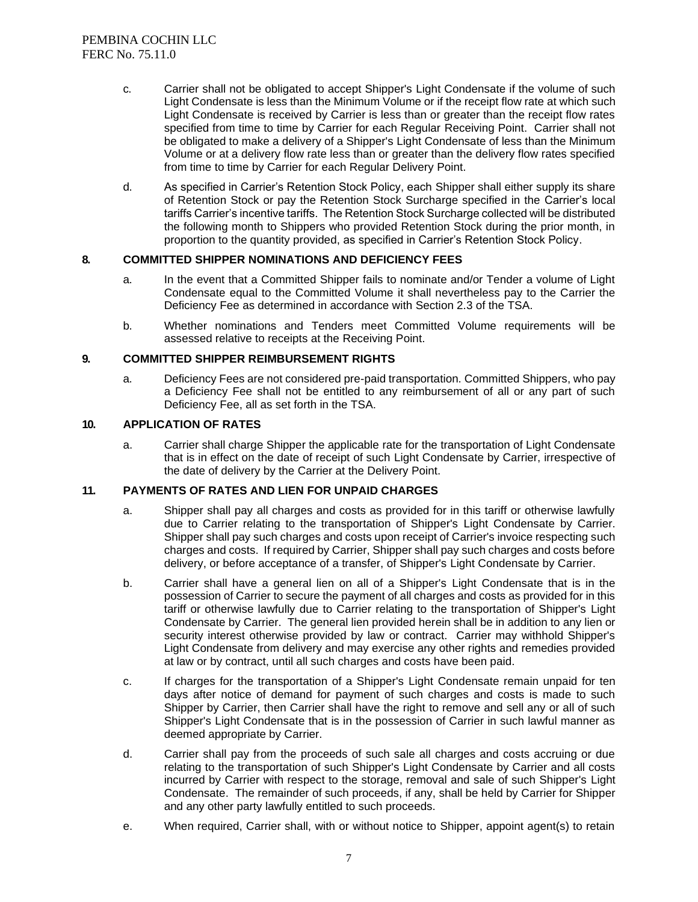c. Carrier shall not be obligated to accept Shipper's Light Condensate if the volume of such Light Condensate is less than the Minimum Volume or if the receipt flow rate at which such Light Condensate is received by Carrier is less than or greater than the receipt flow rates specified from time to time by Carrier for each Regular Receiving Point. Carrier shall not be obligated to make a delivery of a Shipper's Light Condensate of less than the Minimum Volume or at a delivery flow rate less than or greater than the delivery flow rates specified from time to time by Carrier for each Regular Delivery Point.

d. As specified in Carrier's Retention Stock Policy, each Shipper shall either supply its share of Retention Stock or pay the Retention Stock Surcharge specified in the Carrier's local tariffs Carrier's incentive tariffs. The Retention Stock Surcharge collected will be distributed the following month to Shippers who provided Retention Stock during the prior month, in proportion to the quantity provided, as specified in Carrier's Retention Stock Policy.

## 8. COMMITTED SHIPPER NOMINATIONS AND DEFICIENCY FEES

a. In the event that a Committed Shipper fails to nominate and/or Tender a volume of Light Condensate equal to the Committed Volume it shall nevertheless pay to the Carrier the Deficiency Fee as determined in accordance with Section 2.3 of the TSA.

b. Whether nominations and Tenders meet Committed Volume requirements will be assessed relative to receipts at the Receiving Point.

## 9. COMMITTED SHIPPER REIMBURSEMENT RIGHTS

a. Deficiency Fees are not considered pre-paid transportation. Committed Shippers, who pay a Deficiency Fee shall not be entitled to any reimbursement of all or any part of such Deficiency Fee, all as set forth in the TSA.

## 10. APPLICATION OF RATES

a. Carrier shall charge Shipper the applicable rate for the transportation of Light Condensate that is in effect on the date of receipt of such Light Condensate by Carrier, irrespective of the date of delivery by the Carrier at the Delivery Point.

## 11. PAYMENTS OF RATES AND LIEN FOR UNPAID CHARGES

a. Shipper shall pay all charges and costs as provided for in this tariff or otherwise lawfully due to Carrier relating to the transportation of Shipper's Light Condensate by Carrier. Shipper shall pay such charges and costs upon receipt of Carrier's invoice respecting such charges and costs. If required by Carrier, Shipper shall pay such charges and costs before delivery, or before acceptance of a transfer, of Shipper's Light Condensate by Carrier.

b. Carrier shall have a general lien on all of a Shipper's Light Condensate that is in the possession of Carrier to secure the payment of all charges and costs as provided for in this tariff or otherwise lawfully due to Carrier relating to the transportation of Shipper's Light Condensate by Carrier. The general lien provided herein shall be in addition to any lien or security interest otherwise provided by law or contract. Carrier may withhold Shipper's Light Condensate from delivery and may exercise any other rights and remedies provided at law or by contract, until all such charges and costs have been paid.

c. If charges for the transportation of a Shipper's Light Condensate remain unpaid for ten days after notice of demand for payment of such charges and costs is made to such Shipper by Carrier, then Carrier shall have the right to remove and sell any or all of such Shipper's Light Condensate that is in the possession of Carrier in such lawful manner as deemed appropriate by Carrier.

d. Carrier shall pay from the proceeds of such sale all charges and costs accruing or due relating to the transportation of such Shipper's Light Condensate by Carrier and all costs incurred by Carrier with respect to the storage, removal and sale of such Shipper's Light Condensate. The remainder of such proceeds, if any, shall be held by Carrier for Shipper and any other party lawfully entitled to such proceeds.

e. When required, Carrier shall, with or without notice to Shipper, appoint agent(s) to retain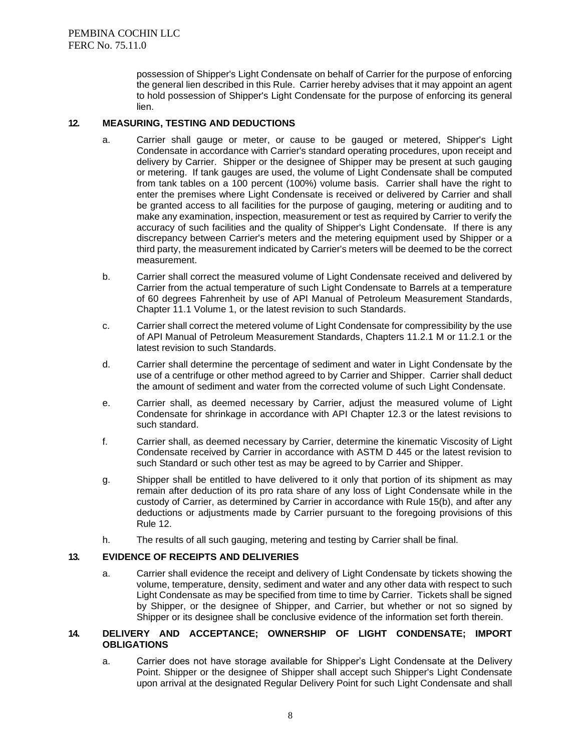possession of Shipper's Light Condensate on behalf of Carrier for the purpose of enforcing the general lien described in this Rule. Carrier hereby advises that it may appoint an agent to hold possession of Shipper's Light Condensate for the purpose of enforcing its general lien.

**12. MEASURING, TESTING AND DEDUCTIONS**

a. Carrier shall gauge or meter, or cause to be gauged or metered, Shipper's Light Condensate in accordance with Carrier's standard operating procedures, upon receipt and delivery by Carrier. Shipper or the designee of Shipper may be present at such gauging or metering. If tank gauges are used, the volume of Light Condensate shall be computed from tank tables on a 100 percent (100%) volume basis. Carrier shall have the right to enter the premises where Light Condensate is received or delivered by Carrier and shall be granted access to all facilities for the purpose of gauging, metering or auditing and to make any examination, inspection, measurement or test as required by Carrier to verify the accuracy of such facilities and the quality of Shipper's Light Condensate. If there is any discrepancy between Carrier's meters and the metering equipment used by Shipper or a third party, the measurement indicated by Carrier's meters will be deemed to be the correct measurement.

b. Carrier shall correct the measured volume of Light Condensate received and delivered by Carrier from the actual temperature of such Light Condensate to Barrels at a temperature of 60 degrees Fahrenheit by use of API Manual of Petroleum Measurement Standards, Chapter 11.1 Volume 1, or the latest revision to such Standards.

c. Carrier shall correct the metered volume of Light Condensate for compressibility by the use of API Manual of Petroleum Measurement Standards, Chapters 11.2.1 M or 11.2.1 or the latest revision to such Standards.

d. Carrier shall determine the percentage of sediment and water in Light Condensate by the use of a centrifuge or other method agreed to by Carrier and Shipper. Carrier shall deduct the amount of sediment and water from the corrected volume of such Light Condensate.

e. Carrier shall, as deemed necessary by Carrier, adjust the measured volume of Light Condensate for shrinkage in accordance with API Chapter 12.3 or the latest revisions to such standard.

f. Carrier shall, as deemed necessary by Carrier, determine the kinematic Viscosity of Light Condensate received by Carrier in accordance with ASTM D 445 or the latest revision to such Standard or such other test as may be agreed to by Carrier and Shipper.

g. Shipper shall be entitled to have delivered to it only that portion of its shipment as may remain after deduction of its pro rata share of any loss of Light Condensate while in the custody of Carrier, as determined by Carrier in accordance with Rule 15(b), and after any deductions or adjustments made by Carrier pursuant to the foregoing provisions of this Rule 12.

h. The results of all such gauging, metering and testing by Carrier shall be final.

**13. EVIDENCE OF RECEIPTS AND DELIVERIES**

a. Carrier shall evidence the receipt and delivery of Light Condensate by tickets showing the volume, temperature, density, sediment and water and any other data with respect to such Light Condensate as may be specified from time to time by Carrier. Tickets shall be signed by Shipper, or the designee of Shipper, and Carrier, but whether or not so signed by Shipper or its designee shall be conclusive evidence of the information set forth therein.

**14. DELIVERY AND ACCEPTANCE; OWNERSHIP OF LIGHT CONDENSATE; IMPORT OBLIGATIONS**

a. Carrier does not have storage available for Shipper's Light Condensate at the Delivery Point. Shipper or the designee of Shipper shall accept such Shipper's Light Condensate upon arrival at the designated Regular Delivery Point for such Light Condensate and shall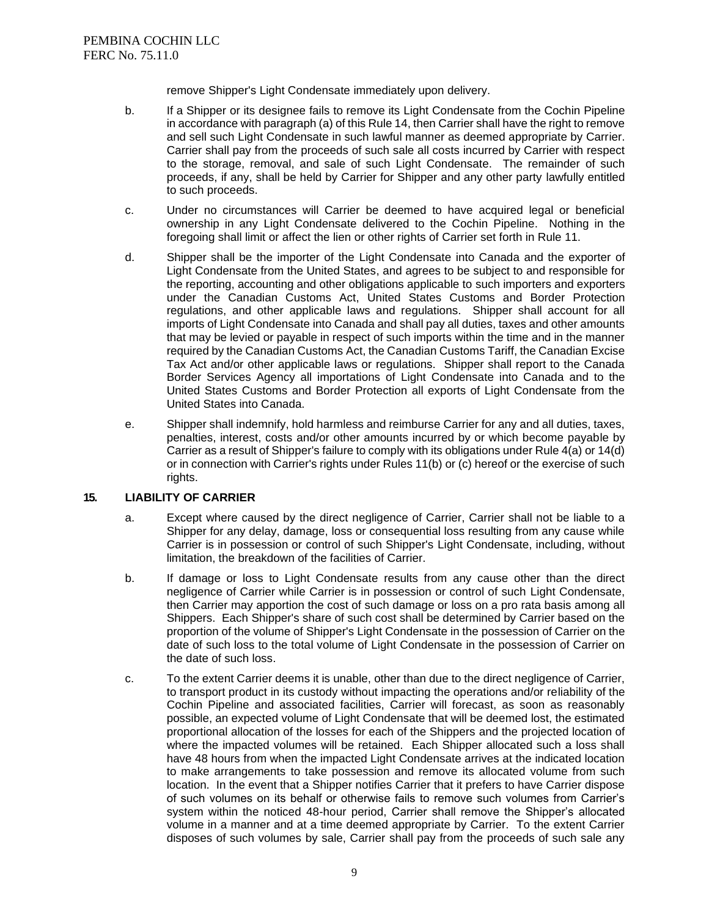remove Shipper's Light Condensate immediately upon delivery.

b. If a Shipper or its designee fails to remove its Light Condensate from the Cochin Pipeline in accordance with paragraph (a) of this Rule 14, then Carrier shall have the right to remove and sell such Light Condensate in such lawful manner as deemed appropriate by Carrier. Carrier shall pay from the proceeds of such sale all costs incurred by Carrier with respect to the storage, removal, and sale of such Light Condensate. The remainder of such proceeds, if any, shall be held by Carrier for Shipper and any other party lawfully entitled to such proceeds.

c. Under no circumstances will Carrier be deemed to have acquired legal or beneficial ownership in any Light Condensate delivered to the Cochin Pipeline. Nothing in the foregoing shall limit or affect the lien or other rights of Carrier set forth in Rule 11.

d. Shipper shall be the importer of the Light Condensate into Canada and the exporter of Light Condensate from the United States, and agrees to be subject to and responsible for the reporting, accounting and other obligations applicable to such importers and exporters under the Canadian Customs Act, United States Customs and Border Protection regulations, and other applicable laws and regulations. Shipper shall account for all imports of Light Condensate into Canada and shall pay all duties, taxes and other amounts that may be levied or payable in respect of such imports within the time and in the manner required by the Canadian Customs Act, the Canadian Customs Tariff, the Canadian Excise Tax Act and/or other applicable laws or regulations. Shipper shall report to the Canada Border Services Agency all importations of Light Condensate into Canada and to the United States Customs and Border Protection all exports of Light Condensate from the United States into Canada.

e. Shipper shall indemnify, hold harmless and reimburse Carrier for any and all duties, taxes, penalties, interest, costs and/or other amounts incurred by or which become payable by Carrier as a result of Shipper's failure to comply with its obligations under Rule 4(a) or 14(d) or in connection with Carrier's rights under Rules 11(b) or (c) hereof or the exercise of such rights.

## 15. LIABILITY OF CARRIER

a. Except where caused by the direct negligence of Carrier, Carrier shall not be liable to a Shipper for any delay, damage, loss or consequential loss resulting from any cause while Carrier is in possession or control of such Shipper's Light Condensate, including, without limitation, the breakdown of the facilities of Carrier.

b. If damage or loss to Light Condensate results from any cause other than the direct negligence of Carrier while Carrier is in possession or control of such Light Condensate, then Carrier may apportion the cost of such damage or loss on a pro rata basis among all Shippers. Each Shipper's share of such cost shall be determined by Carrier based on the proportion of the volume of Shipper's Light Condensate in the possession of Carrier on the date of such loss to the total volume of Light Condensate in the possession of Carrier on the date of such loss.

c. To the extent Carrier deems it is unable, other than due to the direct negligence of Carrier, to transport product in its custody without impacting the operations and/or reliability of the Cochin Pipeline and associated facilities, Carrier will forecast, as soon as reasonably possible, an expected volume of Light Condensate that will be deemed lost, the estimated proportional allocation of the losses for each of the Shippers and the projected location of where the impacted volumes will be retained. Each Shipper allocated such a loss shall have 48 hours from when the impacted Light Condensate arrives at the indicated location to make arrangements to take possession and remove its allocated volume from such location. In the event that a Shipper notifies Carrier that it prefers to have Carrier dispose of such volumes on its behalf or otherwise fails to remove such volumes from Carrier's system within the noticed 48-hour period, Carrier shall remove the Shipper's allocated volume in a manner and at a time deemed appropriate by Carrier. To the extent Carrier disposes of such volumes by sale, Carrier shall pay from the proceeds of such sale any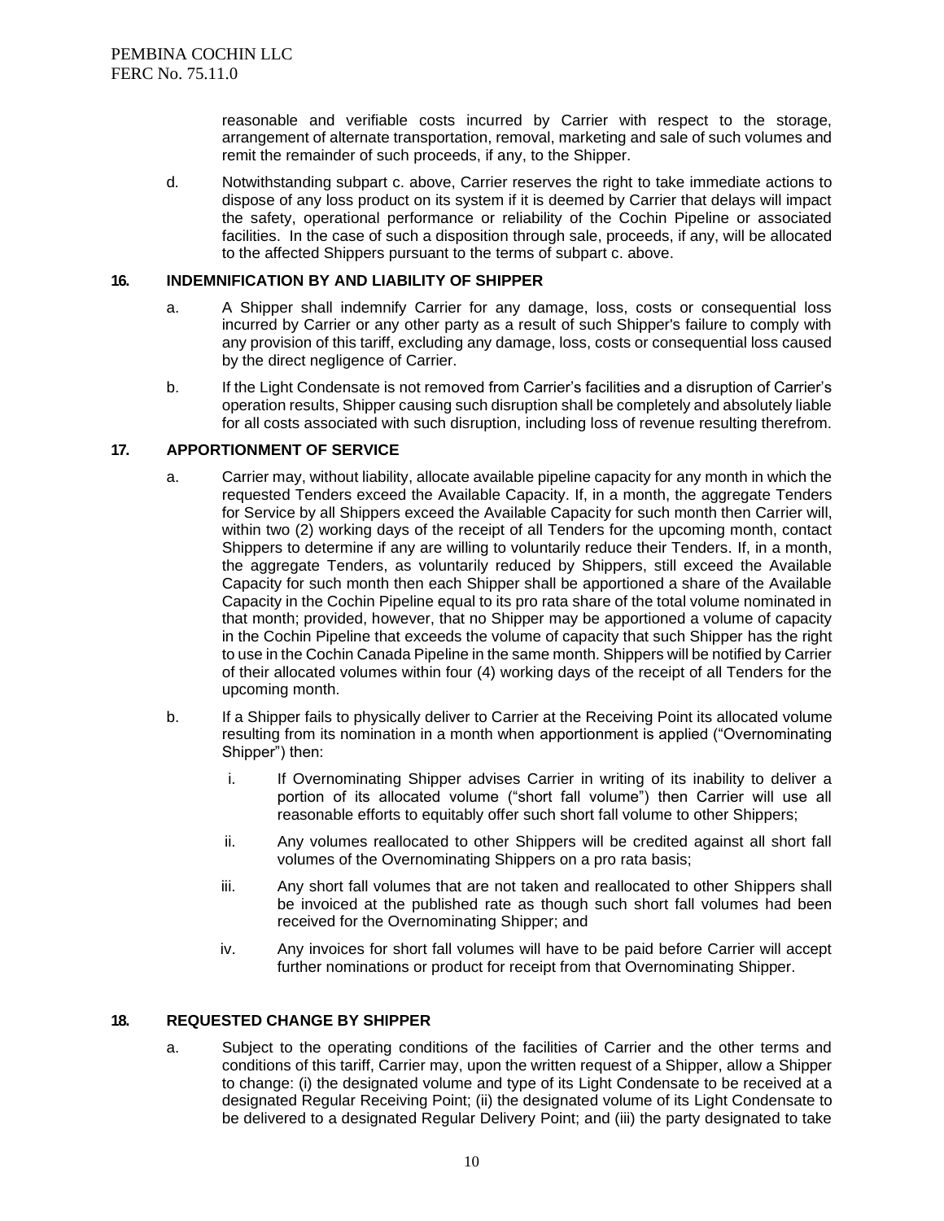reasonable and verifiable costs incurred by Carrier with respect to the storage, arrangement of alternate transportation, removal, marketing and sale of such volumes and remit the remainder of such proceeds, if any, to the Shipper.

d. Notwithstanding subpart c. above, Carrier reserves the right to take immediate actions to dispose of any loss product on its system if it is deemed by Carrier that delays will impact the safety, operational performance or reliability of the Cochin Pipeline or associated facilities. In the case of such a disposition through sale, proceeds, if any, will be allocated to the affected Shippers pursuant to the terms of subpart c. above.

## 16. INDEMNIFICATION BY AND LIABILITY OF SHIPPER

a. A Shipper shall indemnify Carrier for any damage, loss, costs or consequential loss incurred by Carrier or any other party as a result of such Shipper's failure to comply with any provision of this tariff, excluding any damage, loss, costs or consequential loss caused by the direct negligence of Carrier.

b. If the Light Condensate is not removed from Carrier's facilities and a disruption of Carrier's operation results, Shipper causing such disruption shall be completely and absolutely liable for all costs associated with such disruption, including loss of revenue resulting therefrom.

## 17. APPORTIONMENT OF SERVICE

a. Carrier may, without liability, allocate available pipeline capacity for any month in which the requested Tenders exceed the Available Capacity. If, in a month, the aggregate Tenders for Service by all Shippers exceed the Available Capacity for such month then Carrier will, within two (2) working days of the receipt of all Tenders for the upcoming month, contact Shippers to determine if any are willing to voluntarily reduce their Tenders. If, in a month, the aggregate Tenders, as voluntarily reduced by Shippers, still exceed the Available Capacity for such month then each Shipper shall be apportioned a share of the Available Capacity in the Cochin Pipeline equal to its pro rata share of the total volume nominated in that month; provided, however, that no Shipper may be apportioned a volume of capacity in the Cochin Pipeline that exceeds the volume of capacity that such Shipper has the right to use in the Cochin Canada Pipeline in the same month. Shippers will be notified by Carrier of their allocated volumes within four (4) working days of the receipt of all Tenders for the upcoming month.

b. If a Shipper fails to physically deliver to Carrier at the Receiving Point its allocated volume resulting from its nomination in a month when apportionment is applied ("Overnominating Shipper") then:

   i. If Overnominating Shipper advises Carrier in writing of its inability to deliver a portion of its allocated volume ("short fall volume") then Carrier will use all reasonable efforts to equitably offer such short fall volume to other Shippers;

   ii. Any volumes reallocated to other Shippers will be credited against all short fall volumes of the Overnominating Shippers on a pro rata basis;

   iii. Any short fall volumes that are not taken and reallocated to other Shippers shall be invoiced at the published rate as though such short fall volumes had been received for the Overnominating Shipper; and

   iv. Any invoices for short fall volumes will have to be paid before Carrier will accept further nominations or product for receipt from that Overnominating Shipper.

## 18. REQUESTED CHANGE BY SHIPPER

a. Subject to the operating conditions of the facilities of Carrier and the other terms and conditions of this tariff, Carrier may, upon the written request of a Shipper, allow a Shipper to change: (i) the designated volume and type of its Light Condensate to be received at a designated Regular Receiving Point; (ii) the designated volume of its Light Condensate to be delivered to a designated Regular Delivery Point; and (iii) the party designated to take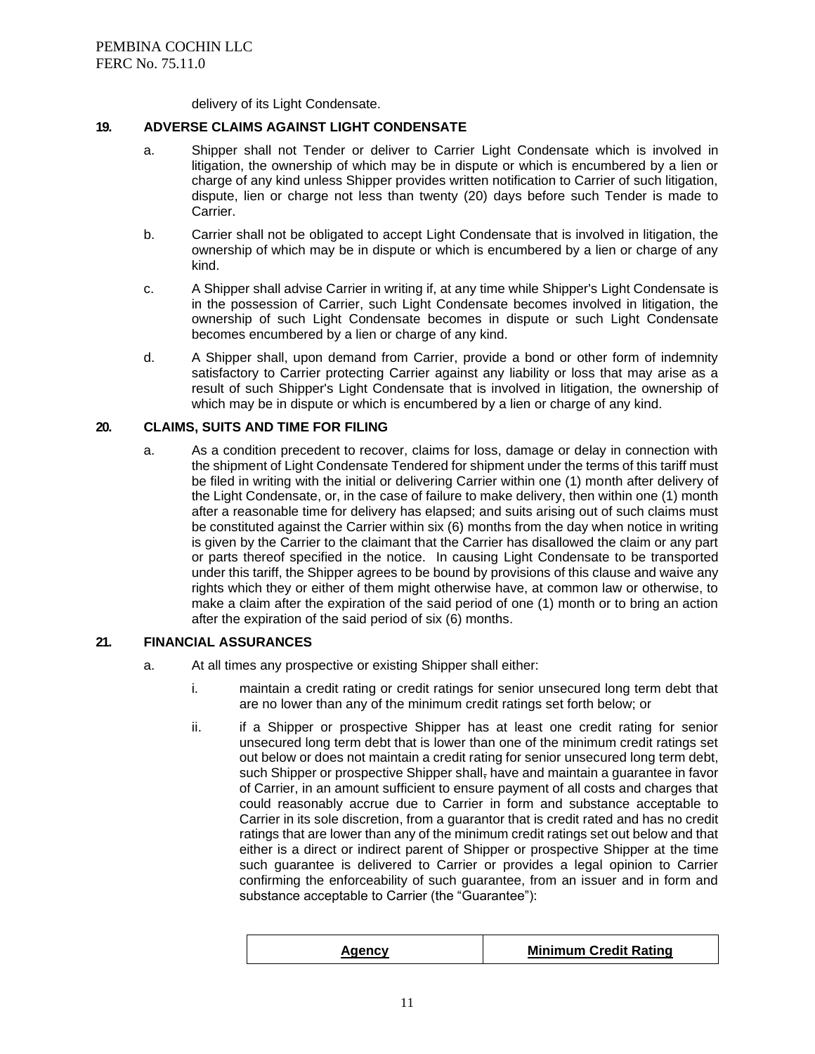delivery of its Light Condensate.

## 19. ADVERSE CLAIMS AGAINST LIGHT CONDENSATE

a. Shipper shall not Tender or deliver to Carrier Light Condensate which is involved in litigation, the ownership of which may be in dispute or which is encumbered by a lien or charge of any kind unless Shipper provides written notification to Carrier of such litigation, dispute, lien or charge not less than twenty (20) days before such Tender is made to Carrier.

b. Carrier shall not be obligated to accept Light Condensate that is involved in litigation, the ownership of which may be in dispute or which is encumbered by a lien or charge of any kind.

c. A Shipper shall advise Carrier in writing if, at any time while Shipper's Light Condensate is in the possession of Carrier, such Light Condensate becomes involved in litigation, the ownership of such Light Condensate becomes in dispute or such Light Condensate becomes encumbered by a lien or charge of any kind.

d. A Shipper shall, upon demand from Carrier, provide a bond or other form of indemnity satisfactory to Carrier protecting Carrier against any liability or loss that may arise as a result of such Shipper's Light Condensate that is involved in litigation, the ownership of which may be in dispute or which is encumbered by a lien or charge of any kind.

## 20. CLAIMS, SUITS AND TIME FOR FILING

a. As a condition precedent to recover, claims for loss, damage or delay in connection with the shipment of Light Condensate Tendered for shipment under the terms of this tariff must be filed in writing with the initial or delivering Carrier within one (1) month after delivery of the Light Condensate, or, in the case of failure to make delivery, then within one (1) month after a reasonable time for delivery has elapsed; and suits arising out of such claims must be constituted against the Carrier within six (6) months from the day when notice in writing is given by the Carrier to the claimant that the Carrier has disallowed the claim or any part or parts thereof specified in the notice. In causing Light Condensate to be transported under this tariff, the Shipper agrees to be bound by provisions of this clause and waive any rights which they or either of them might otherwise have, at common law or otherwise, to make a claim after the expiration of the said period of one (1) month or to bring an action after the expiration of the said period of six (6) months.

## 21. FINANCIAL ASSURANCES

a. At all times any prospective or existing Shipper shall either:

i. maintain a credit rating or credit ratings for senior unsecured long term debt that are no lower than any of the minimum credit ratings set forth below; or

ii. if a Shipper or prospective Shipper has at least one credit rating for senior unsecured long term debt that is lower than one of the minimum credit ratings set out below or does not maintain a credit rating for senior unsecured long term debt, such Shipper or prospective Shipper shall, have and maintain a guarantee in favor of Carrier, in an amount sufficient to ensure payment of all costs and charges that could reasonably accrue due to Carrier in form and substance acceptable to Carrier in its sole discretion, from a guarantor that is credit rated and has no credit ratings that are lower than any of the minimum credit ratings set out below and that either is a direct or indirect parent of Shipper or prospective Shipper at the time such guarantee is delivered to Carrier or provides a legal opinion to Carrier confirming the enforceability of such guarantee, from an issuer and in form and substance acceptable to Carrier (the "Guarantee"):

| **Agency** | **Minimum Credit Rating** |
|---|---|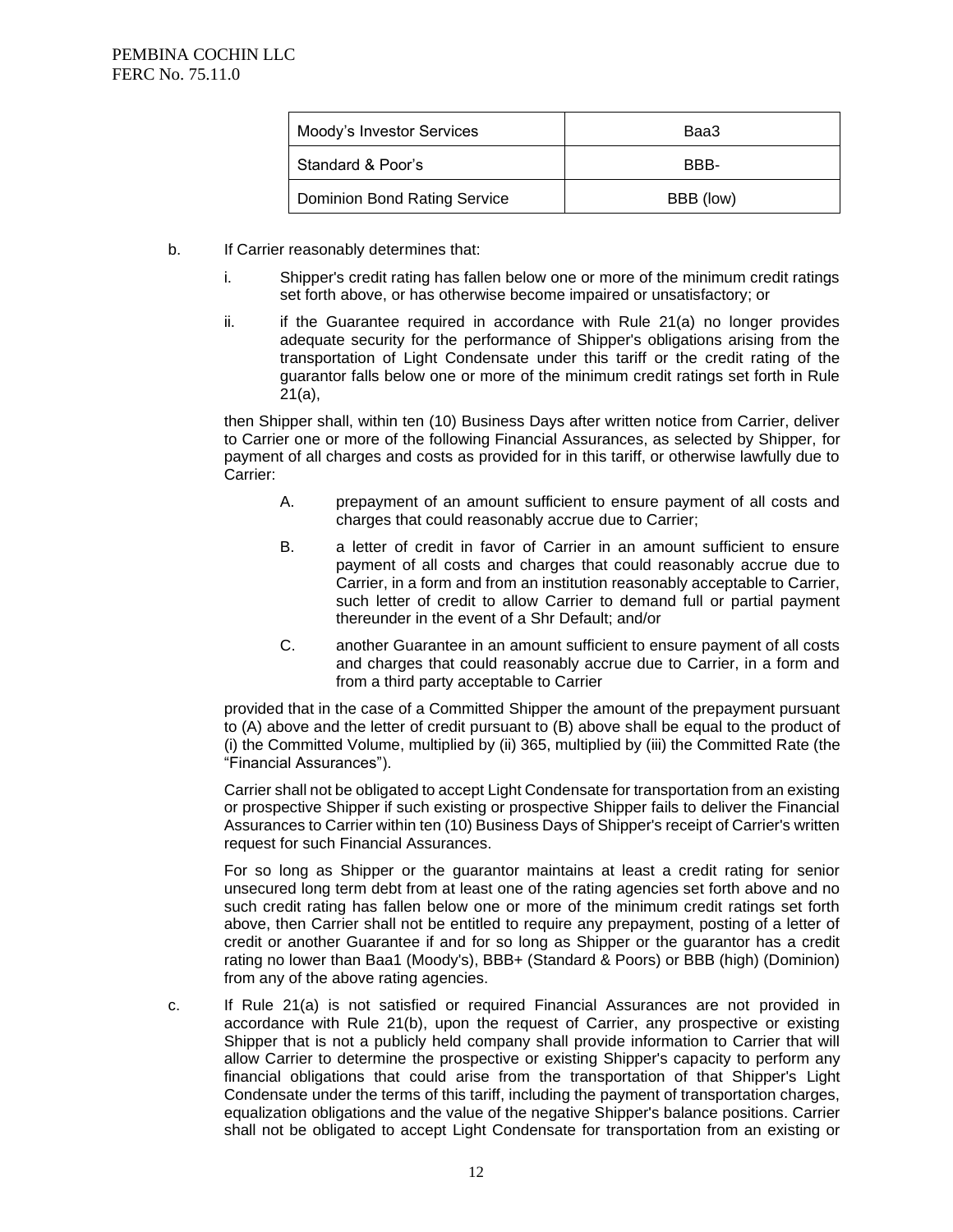| Moody's Investor Services | Baa3 |
|---|---|
| Standard & Poor's | BBB- |
| Dominion Bond Rating Service | BBB (low) |

b. If Carrier reasonably determines that:

i. Shipper's credit rating has fallen below one or more of the minimum credit ratings set forth above, or has otherwise become impaired or unsatisfactory; or

ii. if the Guarantee required in accordance with Rule 21(a) no longer provides adequate security for the performance of Shipper's obligations arising from the transportation of Light Condensate under this tariff or the credit rating of the guarantor falls below one or more of the minimum credit ratings set forth in Rule 21(a),

then Shipper shall, within ten (10) Business Days after written notice from Carrier, deliver to Carrier one or more of the following Financial Assurances, as selected by Shipper, for payment of all charges and costs as provided for in this tariff, or otherwise lawfully due to Carrier:

A. prepayment of an amount sufficient to ensure payment of all costs and charges that could reasonably accrue due to Carrier;

B. a letter of credit in favor of Carrier in an amount sufficient to ensure payment of all costs and charges that could reasonably accrue due to Carrier, in a form and from an institution reasonably acceptable to Carrier, such letter of credit to allow Carrier to demand full or partial payment thereunder in the event of a Shr Default; and/or

C. another Guarantee in an amount sufficient to ensure payment of all costs and charges that could reasonably accrue due to Carrier, in a form and from a third party acceptable to Carrier

provided that in the case of a Committed Shipper the amount of the prepayment pursuant to (A) above and the letter of credit pursuant to (B) above shall be equal to the product of (i) the Committed Volume, multiplied by (ii) 365, multiplied by (iii) the Committed Rate (the "Financial Assurances").

Carrier shall not be obligated to accept Light Condensate for transportation from an existing or prospective Shipper if such existing or prospective Shipper fails to deliver the Financial Assurances to Carrier within ten (10) Business Days of Shipper's receipt of Carrier's written request for such Financial Assurances.

For so long as Shipper or the guarantor maintains at least a credit rating for senior unsecured long term debt from at least one of the rating agencies set forth above and no such credit rating has fallen below one or more of the minimum credit ratings set forth above, then Carrier shall not be entitled to require any prepayment, posting of a letter of credit or another Guarantee if and for so long as Shipper or the guarantor has a credit rating no lower than Baa1 (Moody's), BBB+ (Standard & Poors) or BBB (high) (Dominion) from any of the above rating agencies.

c. If Rule 21(a) is not satisfied or required Financial Assurances are not provided in accordance with Rule 21(b), upon the request of Carrier, any prospective or existing Shipper that is not a publicly held company shall provide information to Carrier that will allow Carrier to determine the prospective or existing Shipper's capacity to perform any financial obligations that could arise from the transportation of that Shipper's Light Condensate under the terms of this tariff, including the payment of transportation charges, equalization obligations and the value of the negative Shipper's balance positions. Carrier shall not be obligated to accept Light Condensate for transportation from an existing or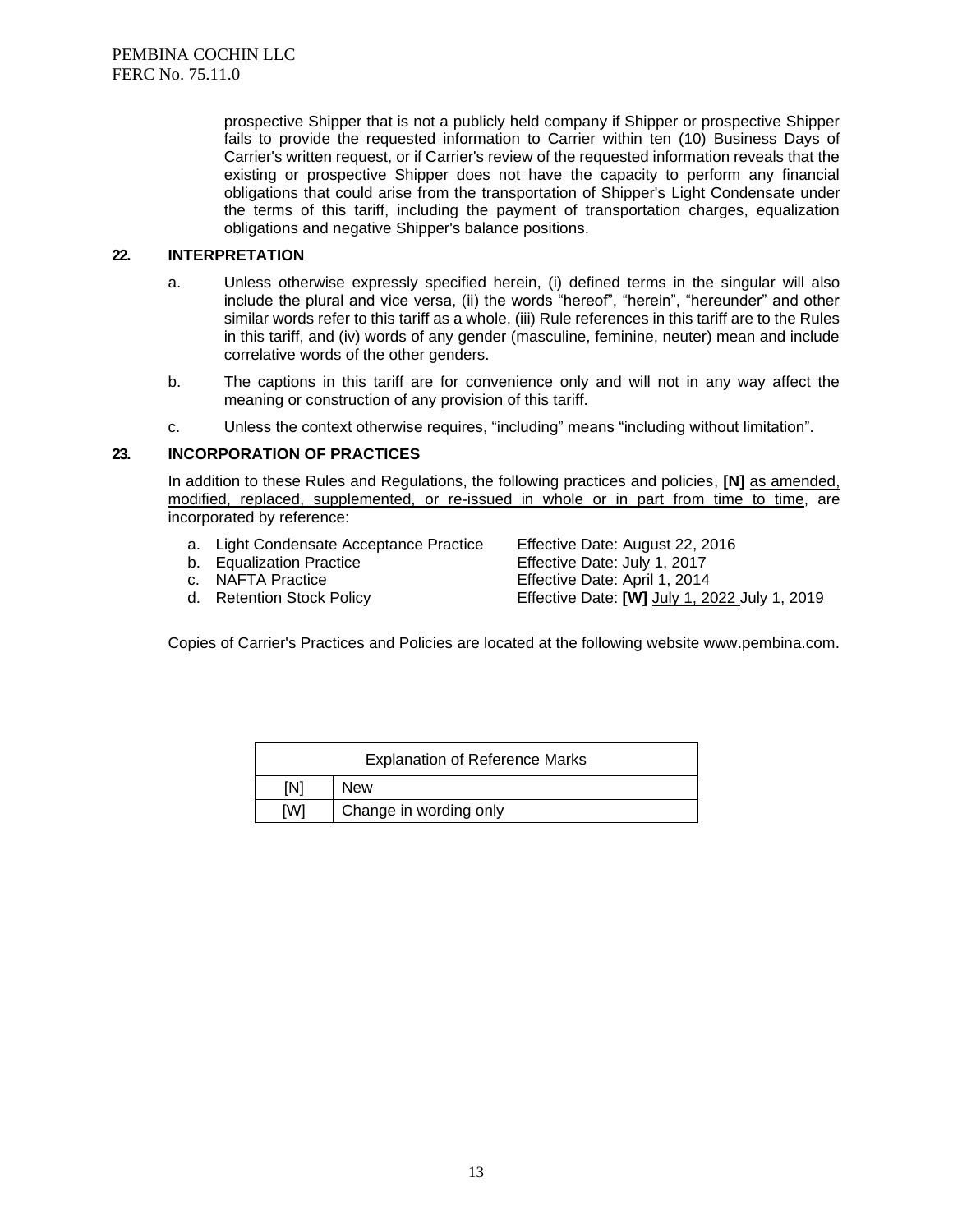prospective Shipper that is not a publicly held company if Shipper or prospective Shipper fails to provide the requested information to Carrier within ten (10) Business Days of Carrier's written request, or if Carrier's review of the requested information reveals that the existing or prospective Shipper does not have the capacity to perform any financial obligations that could arise from the transportation of Shipper's Light Condensate under the terms of this tariff, including the payment of transportation charges, equalization obligations and negative Shipper's balance positions.

## 22. INTERPRETATION

a. Unless otherwise expressly specified herein, (i) defined terms in the singular will also include the plural and vice versa, (ii) the words "hereof", "herein", "hereunder" and other similar words refer to this tariff as a whole, (iii) Rule references in this tariff are to the Rules in this tariff, and (iv) words of any gender (masculine, feminine, neuter) mean and include correlative words of the other genders.

b. The captions in this tariff are for convenience only and will not in any way affect the meaning or construction of any provision of this tariff.

c. Unless the context otherwise requires, "including" means "including without limitation".

## 23. INCORPORATION OF PRACTICES

In addition to these Rules and Regulations, the following practices and policies, **[N]** <u>as amended, modified, replaced, supplemented, or re-issued in whole or in part from time to time</u>, are incorporated by reference:

| | |
|---|---|
| a. Light Condensate Acceptance Practice | Effective Date: August 22, 2016 |
| b. Equalization Practice | Effective Date: July 1, 2017 |
| c. NAFTA Practice | Effective Date: April 1, 2014 |
| d. Retention Stock Policy | Effective Date: **[W]** <u>July 1, 2022</u> ~~July 1, 2019~~ |

Copies of Carrier's Practices and Policies are located at the following website www.pembina.com.

| Explanation of Reference Marks | |
|---|---|
| [N] | New |
| [W] | Change in wording only |